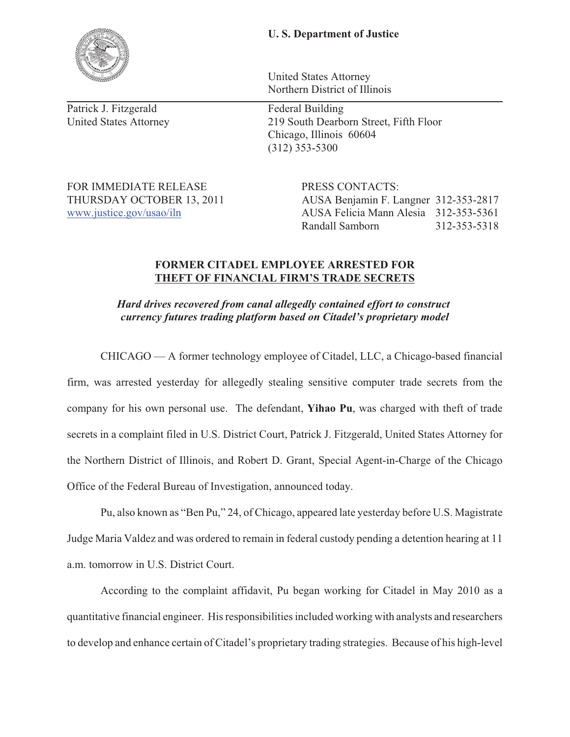**U. S. Department of Justice**

United States Attorney
Northern District of Illinois

Patrick J. Fitzgerald
United States Attorney

Federal Building
219 South Dearborn Street, Fifth Floor
Chicago, Illinois 60604
(312) 353-5300

FOR IMMEDIATE RELEASE
THURSDAY OCTOBER 13, 2011
www.justice.gov/usao/iln

PRESS CONTACTS:
AUSA Benjamin F. Langner 312-353-2817
AUSA Felicia Mann Alesia 312-353-5361
Randall Samborn 312-353-5318

## FORMER CITADEL EMPLOYEE ARRESTED FOR THEFT OF FINANCIAL FIRM'S TRADE SECRETS

***Hard drives recovered from canal allegedly contained effort to construct currency futures trading platform based on Citadel's proprietary model***

CHICAGO — A former technology employee of Citadel, LLC, a Chicago-based financial firm, was arrested yesterday for allegedly stealing sensitive computer trade secrets from the company for his own personal use. The defendant, **Yihao Pu**, was charged with theft of trade secrets in a complaint filed in U.S. District Court, Patrick J. Fitzgerald, United States Attorney for the Northern District of Illinois, and Robert D. Grant, Special Agent-in-Charge of the Chicago Office of the Federal Bureau of Investigation, announced today.

Pu, also known as "Ben Pu," 24, of Chicago, appeared late yesterday before U.S. Magistrate Judge Maria Valdez and was ordered to remain in federal custody pending a detention hearing at 11 a.m. tomorrow in U.S. District Court.

According to the complaint affidavit, Pu began working for Citadel in May 2010 as a quantitative financial engineer. His responsibilities included working with analysts and researchers to develop and enhance certain of Citadel's proprietary trading strategies. Because of his high-level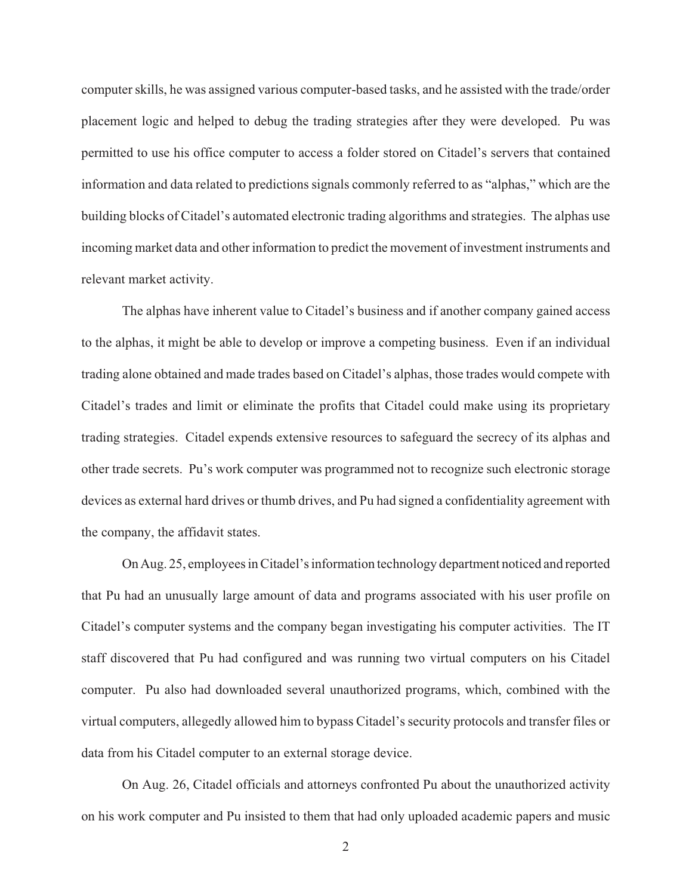computer skills, he was assigned various computer-based tasks, and he assisted with the trade/order placement logic and helped to debug the trading strategies after they were developed. Pu was permitted to use his office computer to access a folder stored on Citadel's servers that contained information and data related to predictions signals commonly referred to as "alphas," which are the building blocks of Citadel's automated electronic trading algorithms and strategies. The alphas use incoming market data and other information to predict the movement of investment instruments and relevant market activity.

The alphas have inherent value to Citadel's business and if another company gained access to the alphas, it might be able to develop or improve a competing business. Even if an individual trading alone obtained and made trades based on Citadel's alphas, those trades would compete with Citadel's trades and limit or eliminate the profits that Citadel could make using its proprietary trading strategies. Citadel expends extensive resources to safeguard the secrecy of its alphas and other trade secrets. Pu's work computer was programmed not to recognize such electronic storage devices as external hard drives or thumb drives, and Pu had signed a confidentiality agreement with the company, the affidavit states.

On Aug. 25, employees in Citadel's information technology department noticed and reported that Pu had an unusually large amount of data and programs associated with his user profile on Citadel's computer systems and the company began investigating his computer activities. The IT staff discovered that Pu had configured and was running two virtual computers on his Citadel computer. Pu also had downloaded several unauthorized programs, which, combined with the virtual computers, allegedly allowed him to bypass Citadel's security protocols and transfer files or data from his Citadel computer to an external storage device.

On Aug. 26, Citadel officials and attorneys confronted Pu about the unauthorized activity on his work computer and Pu insisted to them that had only uploaded academic papers and music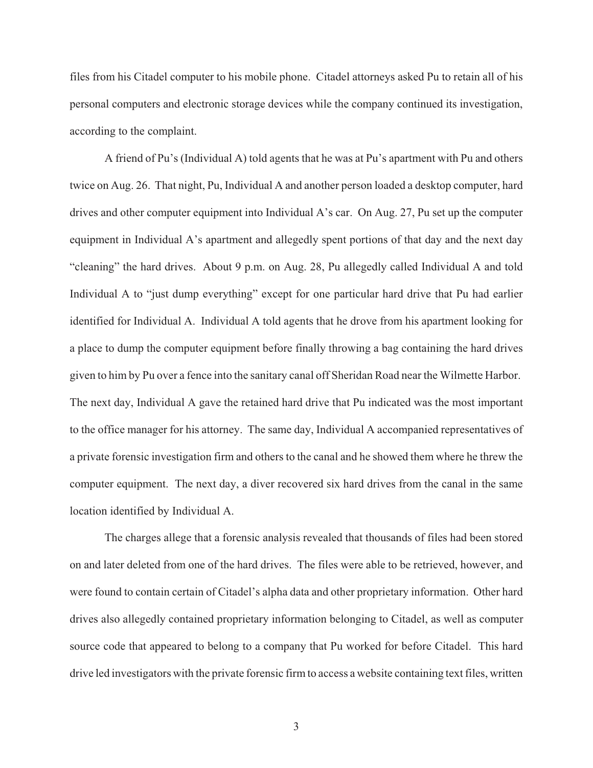files from his Citadel computer to his mobile phone. Citadel attorneys asked Pu to retain all of his personal computers and electronic storage devices while the company continued its investigation, according to the complaint.

A friend of Pu's (Individual A) told agents that he was at Pu's apartment with Pu and others twice on Aug. 26. That night, Pu, Individual A and another person loaded a desktop computer, hard drives and other computer equipment into Individual A's car. On Aug. 27, Pu set up the computer equipment in Individual A's apartment and allegedly spent portions of that day and the next day "cleaning" the hard drives. About 9 p.m. on Aug. 28, Pu allegedly called Individual A and told Individual A to "just dump everything" except for one particular hard drive that Pu had earlier identified for Individual A. Individual A told agents that he drove from his apartment looking for a place to dump the computer equipment before finally throwing a bag containing the hard drives given to him by Pu over a fence into the sanitary canal off Sheridan Road near the Wilmette Harbor. The next day, Individual A gave the retained hard drive that Pu indicated was the most important to the office manager for his attorney. The same day, Individual A accompanied representatives of a private forensic investigation firm and others to the canal and he showed them where he threw the computer equipment. The next day, a diver recovered six hard drives from the canal in the same location identified by Individual A.

The charges allege that a forensic analysis revealed that thousands of files had been stored on and later deleted from one of the hard drives. The files were able to be retrieved, however, and were found to contain certain of Citadel's alpha data and other proprietary information. Other hard drives also allegedly contained proprietary information belonging to Citadel, as well as computer source code that appeared to belong to a company that Pu worked for before Citadel. This hard drive led investigators with the private forensic firm to access a website containing text files, written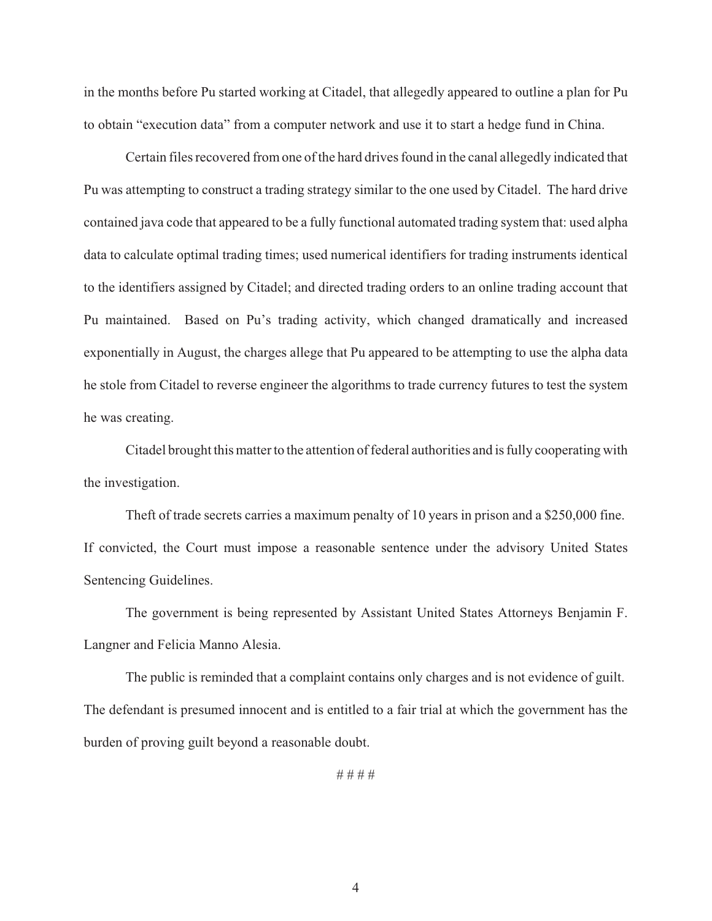in the months before Pu started working at Citadel, that allegedly appeared to outline a plan for Pu to obtain "execution data" from a computer network and use it to start a hedge fund in China.

Certain files recovered from one of the hard drives found in the canal allegedly indicated that Pu was attempting to construct a trading strategy similar to the one used by Citadel. The hard drive contained java code that appeared to be a fully functional automated trading system that: used alpha data to calculate optimal trading times; used numerical identifiers for trading instruments identical to the identifiers assigned by Citadel; and directed trading orders to an online trading account that Pu maintained. Based on Pu's trading activity, which changed dramatically and increased exponentially in August, the charges allege that Pu appeared to be attempting to use the alpha data he stole from Citadel to reverse engineer the algorithms to trade currency futures to test the system he was creating.

Citadel brought this matter to the attention of federal authorities and is fully cooperating with the investigation.

Theft of trade secrets carries a maximum penalty of 10 years in prison and a $250,000 fine. If convicted, the Court must impose a reasonable sentence under the advisory United States Sentencing Guidelines.

The government is being represented by Assistant United States Attorneys Benjamin F. Langner and Felicia Manno Alesia.

The public is reminded that a complaint contains only charges and is not evidence of guilt. The defendant is presumed innocent and is entitled to a fair trial at which the government has the burden of proving guilt beyond a reasonable doubt.

# # # #